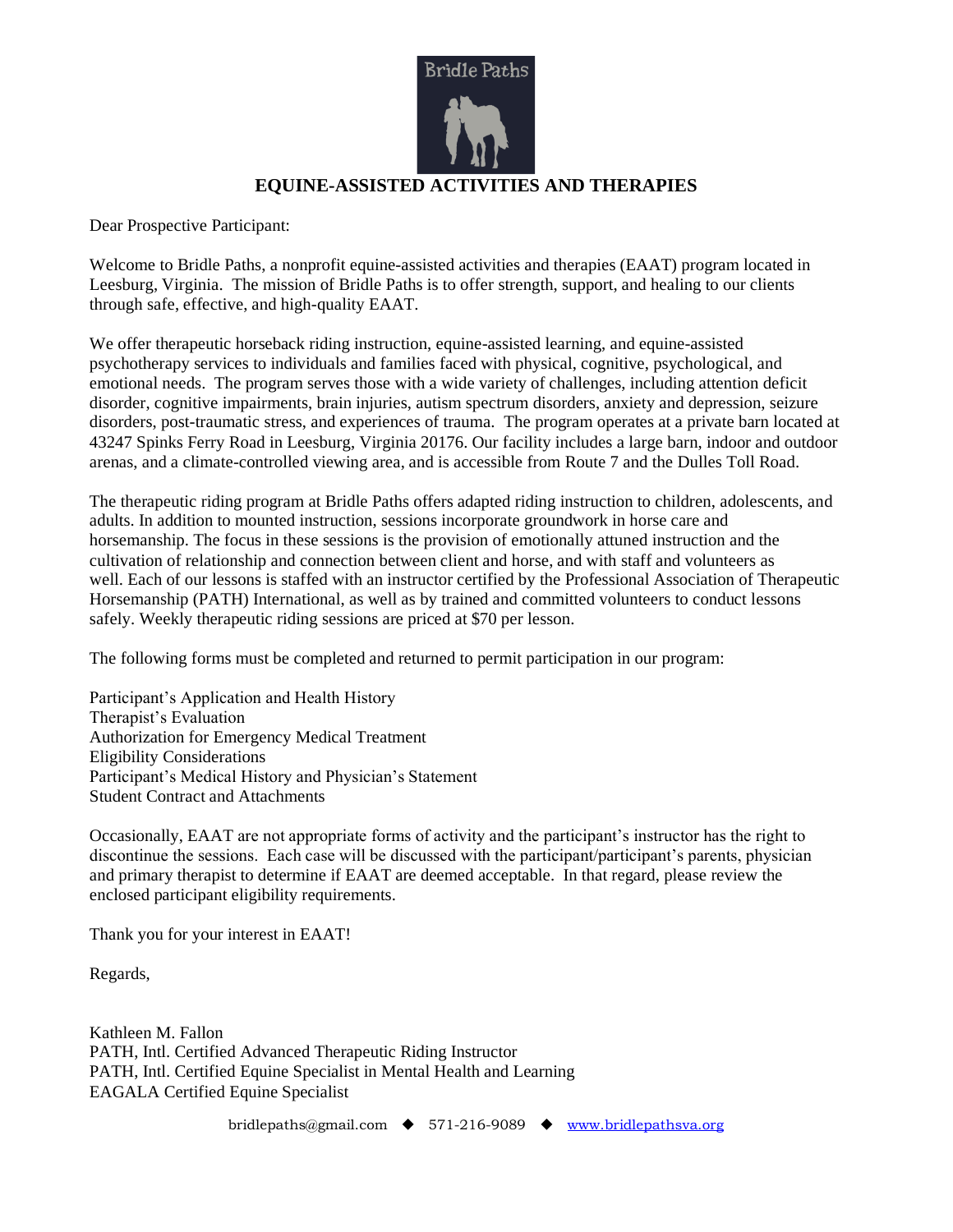Bridle Paths

# EQUINE-ASSISTED ACTIVITIES AND THERAPIES

Dear Prospective Participant:

Welcome to Bridle Paths, a nonprofit equine-assisted activities and therapies (EAAT) program located in Leesburg, Virginia. The mission of Bridle Paths is to offer strength, support, and healing to our clients through safe, effective, and high-quality EAAT.

We offer therapeutic horseback riding instruction, equine-assisted learning, and equine-assisted psychotherapy services to individuals and families faced with physical, cognitive, psychological, and emotional needs. The program serves those with a wide variety of challenges, including attention deficit disorder, cognitive impairments, brain injuries, autism spectrum disorders, anxiety and depression, seizure disorders, post-traumatic stress, and experiences of trauma. The program operates at a private barn located at 43247 Spinks Ferry Road in Leesburg, Virginia 20176. Our facility includes a large barn, indoor and outdoor arenas, and a climate-controlled viewing area, and is accessible from Route 7 and the Dulles Toll Road.

The therapeutic riding program at Bridle Paths offers adapted riding instruction to children, adolescents, and adults. In addition to mounted instruction, sessions incorporate groundwork in horse care and horsemanship. The focus in these sessions is the provision of emotionally attuned instruction and the cultivation of relationship and connection between client and horse, and with staff and volunteers as well. Each of our lessons is staffed with an instructor certified by the Professional Association of Therapeutic Horsemanship (PATH) International, as well as by trained and committed volunteers to conduct lessons safely. Weekly therapeutic riding sessions are priced at $70 per lesson.

The following forms must be completed and returned to permit participation in our program:

Participant's Application and Health History
Therapist's Evaluation
Authorization for Emergency Medical Treatment
Eligibility Considerations
Participant's Medical History and Physician's Statement
Student Contract and Attachments

Occasionally, EAAT are not appropriate forms of activity and the participant's instructor has the right to discontinue the sessions. Each case will be discussed with the participant/participant's parents, physician and primary therapist to determine if EAAT are deemed acceptable. In that regard, please review the enclosed participant eligibility requirements.

Thank you for your interest in EAAT!

Regards,

Kathleen M. Fallon
PATH, Intl. Certified Advanced Therapeutic Riding Instructor
PATH, Intl. Certified Equine Specialist in Mental Health and Learning
EAGALA Certified Equine Specialist

bridlepaths@gmail.com ◆ 571-216-9089 ◆ www.bridlepathsva.org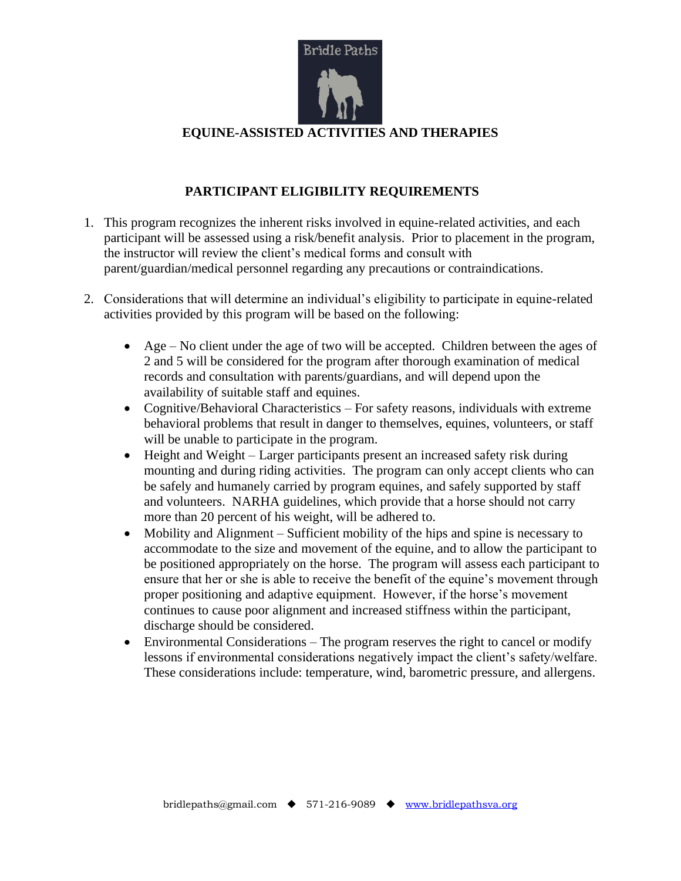Bridle Paths

**EQUINE-ASSISTED ACTIVITIES AND THERAPIES**

## PARTICIPANT ELIGIBILITY REQUIREMENTS

1. This program recognizes the inherent risks involved in equine-related activities, and each participant will be assessed using a risk/benefit analysis. Prior to placement in the program, the instructor will review the client's medical forms and consult with parent/guardian/medical personnel regarding any precautions or contraindications.

2. Considerations that will determine an individual's eligibility to participate in equine-related activities provided by this program will be based on the following:

   - Age – No client under the age of two will be accepted. Children between the ages of 2 and 5 will be considered for the program after thorough examination of medical records and consultation with parents/guardians, and will depend upon the availability of suitable staff and equines.
   - Cognitive/Behavioral Characteristics – For safety reasons, individuals with extreme behavioral problems that result in danger to themselves, equines, volunteers, or staff will be unable to participate in the program.
   - Height and Weight – Larger participants present an increased safety risk during mounting and during riding activities. The program can only accept clients who can be safely and humanely carried by program equines, and safely supported by staff and volunteers. NARHA guidelines, which provide that a horse should not carry more than 20 percent of his weight, will be adhered to.
   - Mobility and Alignment – Sufficient mobility of the hips and spine is necessary to accommodate to the size and movement of the equine, and to allow the participant to be positioned appropriately on the horse. The program will assess each participant to ensure that her or she is able to receive the benefit of the equine's movement through proper positioning and adaptive equipment. However, if the horse's movement continues to cause poor alignment and increased stiffness within the participant, discharge should be considered.
   - Environmental Considerations – The program reserves the right to cancel or modify lessons if environmental considerations negatively impact the client's safety/welfare. These considerations include: temperature, wind, barometric pressure, and allergens.

bridlepaths@gmail.com ◆ 571-216-9089 ◆ www.bridlepathsva.org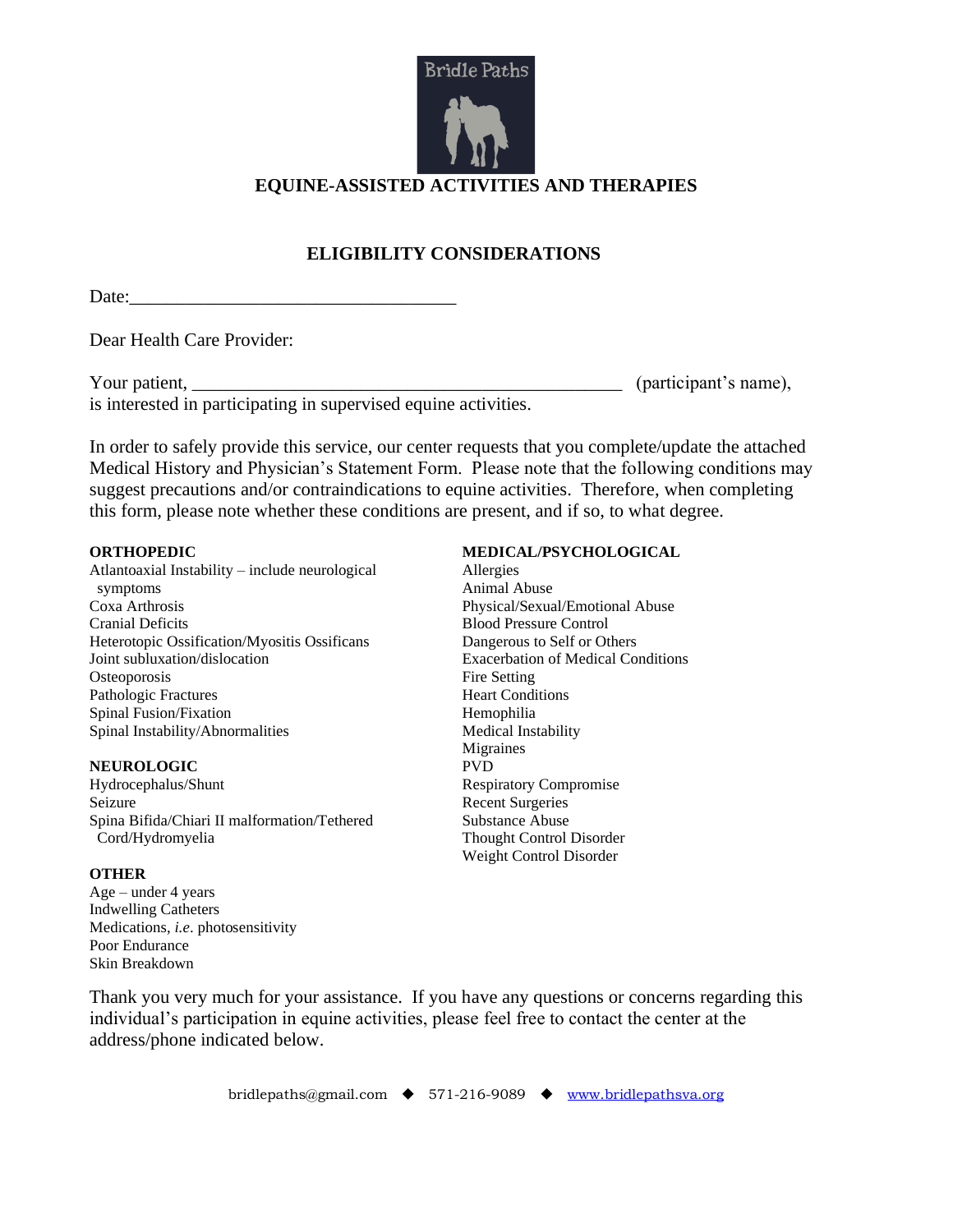Bridle Paths

# EQUINE-ASSISTED ACTIVITIES AND THERAPIES

## ELIGIBILITY CONSIDERATIONS

Date:___________________________________

Dear Health Care Provider:

Your patient, ______________________________________________ (participant's name), is interested in participating in supervised equine activities.

In order to safely provide this service, our center requests that you complete/update the attached Medical History and Physician's Statement Form. Please note that the following conditions may suggest precautions and/or contraindications to equine activities. Therefore, when completing this form, please note whether these conditions are present, and if so, to what degree.

**ORTHOPEDIC**

Atlantoaxial Instability – include neurological symptoms
Coxa Arthrosis
Cranial Deficits
Heterotopic Ossification/Myositis Ossificans
Joint subluxation/dislocation
Osteoporosis
Pathologic Fractures
Spinal Fusion/Fixation
Spinal Instability/Abnormalities

**NEUROLOGIC**

Hydrocephalus/Shunt
Seizure
Spina Bifida/Chiari II malformation/Tethered Cord/Hydromyelia

**OTHER**

Age – under 4 years
Indwelling Catheters
Medications, *i.e*. photosensitivity
Poor Endurance
Skin Breakdown

**MEDICAL/PSYCHOLOGICAL**

Allergies
Animal Abuse
Physical/Sexual/Emotional Abuse
Blood Pressure Control
Dangerous to Self or Others
Exacerbation of Medical Conditions
Fire Setting
Heart Conditions
Hemophilia
Medical Instability
Migraines
PVD
Respiratory Compromise
Recent Surgeries
Substance Abuse
Thought Control Disorder
Weight Control Disorder

Thank you very much for your assistance. If you have any questions or concerns regarding this individual's participation in equine activities, please feel free to contact the center at the address/phone indicated below.

bridlepaths@gmail.com ◆ 571-216-9089 ◆ www.bridlepathsva.org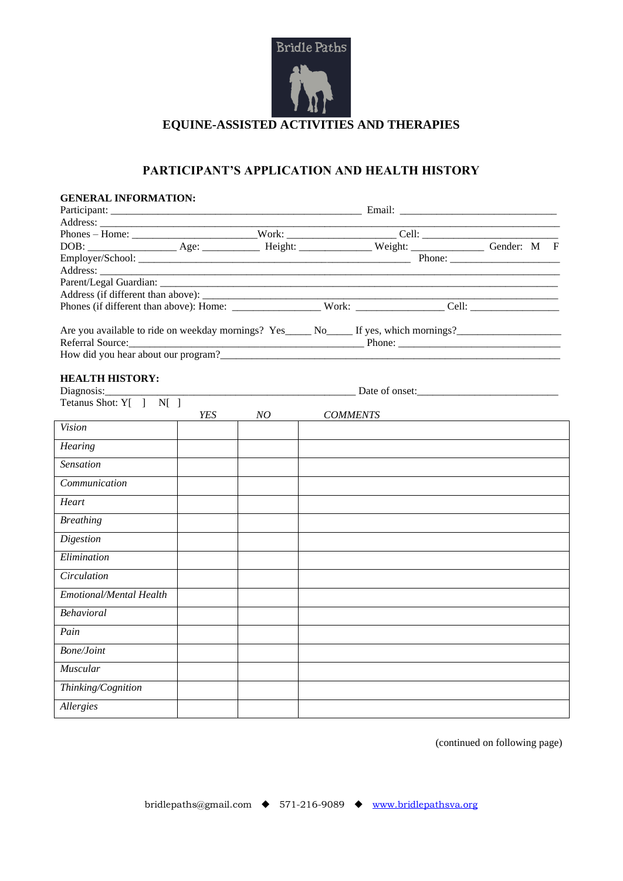Bridle Paths

# EQUINE-ASSISTED ACTIVITIES AND THERAPIES

## PARTICIPANT'S APPLICATION AND HEALTH HISTORY

**GENERAL INFORMATION:**

Participant: ___________________________________________ Email: ___________________________

Address: ______________________________________________________________________________

Phones – Home: ______________________ Work: ___________________ Cell: _________________________

DOB: ________________ Age: __________ Height: _____________ Weight: _____________ Gender: M F

Employer/School: _______________________________________________ Phone: ____________________

Address: ______________________________________________________________________________

Parent/Legal Guardian: ___________________________________________________________________

Address (if different than above): __________________________________________________________

Phones (if different than above): Home: ________________ Work: ________________ Cell: ________________

Are you available to ride on weekday mornings? Yes_____ No_____ If yes, which mornings?___________________

Referral Source:______________________________________ Phone: ______________________________

How did you hear about our program?______________________________________________________

**HEALTH HISTORY:**

Diagnosis:_____________________________________________ Date of onset:__________________________

Tetanus Shot: Y[ ] N[ ]

| | *YES* | *NO* | *COMMENTS* |
|---|---|---|---|
| *Vision* | | | |
| *Hearing* | | | |
| *Sensation* | | | |
| *Communication* | | | |
| *Heart* | | | |
| *Breathing* | | | |
| *Digestion* | | | |
| *Elimination* | | | |
| *Circulation* | | | |
| *Emotional/Mental Health* | | | |
| *Behavioral* | | | |
| *Pain* | | | |
| *Bone/Joint* | | | |
| *Muscular* | | | |
| *Thinking/Cognition* | | | |
| *Allergies* | | | |

(continued on following page)

bridlepaths@gmail.com ◆ 571-216-9089 ◆ www.bridlepathsva.org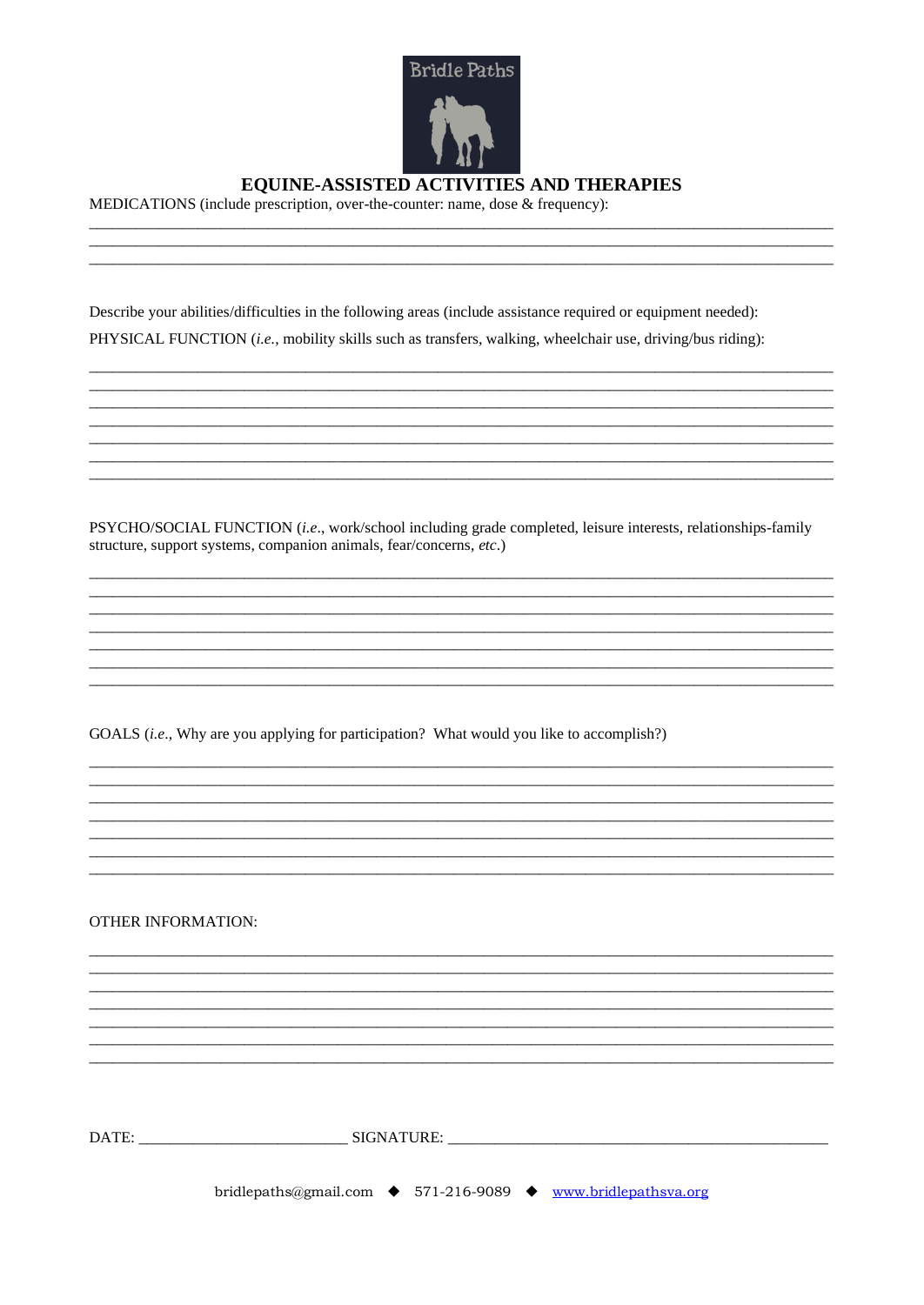Bridle Paths

# EQUINE-ASSISTED ACTIVITIES AND THERAPIES

MEDICATIONS (include prescription, over-the-counter: name, dose & frequency):

___________________________________________________________________________________________

___________________________________________________________________________________________

___________________________________________________________________________________________

Describe your abilities/difficulties in the following areas (include assistance required or equipment needed):

PHYSICAL FUNCTION (*i.e.*, mobility skills such as transfers, walking, wheelchair use, driving/bus riding):

___________________________________________________________________________________________

___________________________________________________________________________________________

___________________________________________________________________________________________

___________________________________________________________________________________________

___________________________________________________________________________________________

___________________________________________________________________________________________

___________________________________________________________________________________________

PSYCHO/SOCIAL FUNCTION (*i.e*., work/school including grade completed, leisure interests, relationships-family structure, support systems, companion animals, fear/concerns, *etc*.)

___________________________________________________________________________________________

___________________________________________________________________________________________

___________________________________________________________________________________________

___________________________________________________________________________________________

___________________________________________________________________________________________

___________________________________________________________________________________________

___________________________________________________________________________________________

GOALS (*i.e*., Why are you applying for participation? What would you like to accomplish?)

___________________________________________________________________________________________

___________________________________________________________________________________________

___________________________________________________________________________________________

___________________________________________________________________________________________

___________________________________________________________________________________________

___________________________________________________________________________________________

___________________________________________________________________________________________

OTHER INFORMATION:

___________________________________________________________________________________________

___________________________________________________________________________________________

___________________________________________________________________________________________

___________________________________________________________________________________________

___________________________________________________________________________________________

___________________________________________________________________________________________

___________________________________________________________________________________________

DATE: __________________________ SIGNATURE: ________________________________________________

bridlepaths@gmail.com ◆ 571-216-9089 ◆ www.bridlepathsva.org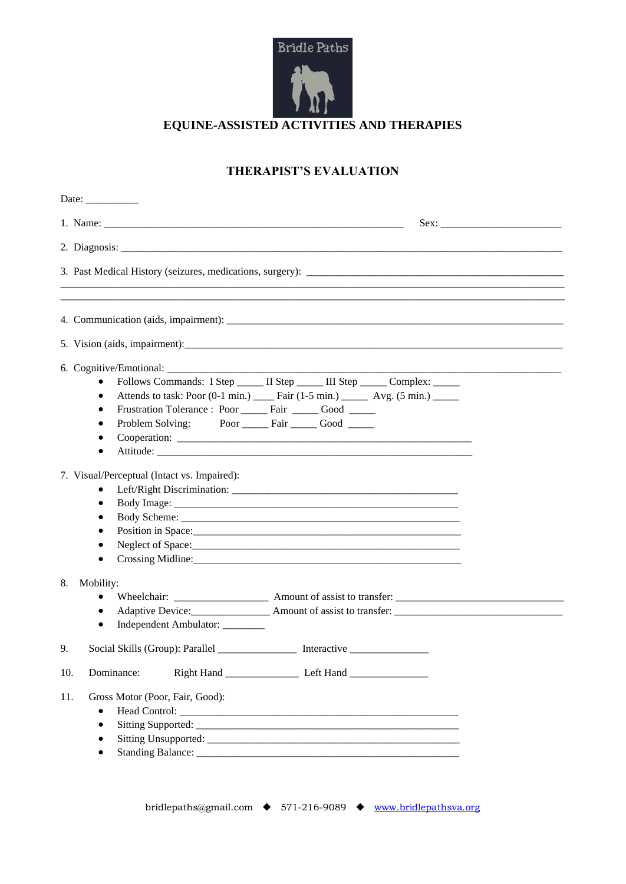Bridle Paths

# EQUINE-ASSISTED ACTIVITIES AND THERAPIES

## THERAPIST'S EVALUATION

Date: __________

1. Name: ____________________________________________________________ Sex: ________________________

2. Diagnosis: __________________________________________________________________________________________

3. Past Medical History (seizures, medications, surgery): ___________________________________________________
_____________________________________________________________________________________________________
_____________________________________________________________________________________________________

4. Communication (aids, impairment): ___________________________________________________________________

5. Vision (aids, impairment):___________________________________________________________________________

6. Cognitive/Emotional: _______________________________________________________________________________
   - Follows Commands: I Step _____ II Step _____ III Step _____ Complex: _____
   - Attends to task: Poor (0-1 min.) ____ Fair (1-5 min.) _____ Avg. (5 min.) _____
   - Frustration Tolerance : Poor _____ Fair _____ Good _____
   - Problem Solving: Poor _____ Fair _____ Good _____
   - Cooperation: _______________________________________________________
   - Attitude: __________________________________________________________

7. Visual/Perceptual (Intact vs. Impaired):
   - Left/Right Discrimination: _____________________________________________
   - Body Image: _________________________________________________________
   - Body Scheme: ________________________________________________________
   - Position in Space:______________________________________________________
   - Neglect of Space:______________________________________________________
   - Crossing Midline:______________________________________________________

8. Mobility:
   - Wheelchair: __________________ Amount of assist to transfer: _________________________________
   - Adaptive Device:_______________ Amount of assist to transfer: _________________________________
   - Independent Ambulator: ________

9. Social Skills (Group): Parallel _______________ Interactive _______________

10. Dominance: Right Hand _______________ Left Hand _______________

11. Gross Motor (Poor, Fair, Good):
    - Head Control: ________________________________________________________
    - Sitting Supported: _____________________________________________________
    - Sitting Unsupported: ___________________________________________________
    - Standing Balance: ______________________________________________________

bridlepaths@gmail.com ◆ 571-216-9089 ◆ www.bridlepathsva.org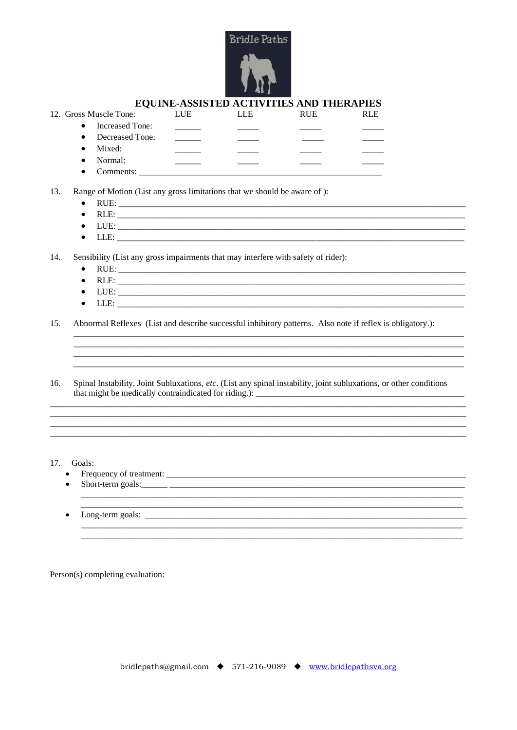Bridle Paths

## EQUINE-ASSISTED ACTIVITIES AND THERAPIES

12. Gross Muscle Tone:

| | LUE | LLE | RUE | RLE |
|---|---|---|---|---|
| Increased Tone: | ______ | _____ | _____ | _____ |
| Decreased Tone: | ______ | _____ | _____ | _____ |
| Mixed: | ______ | _____ | _____ | _____ |
| Normal: | ______ | _____ | _____ | _____ |

- Comments: ________________________________________________________

13. Range of Motion (List any gross limitations that we should be aware of ):
    - RUE: ________________________________________________________________________________
    - RLE: ________________________________________________________________________________
    - LUE: ________________________________________________________________________________
    - LLE: ________________________________________________________________________________

14. Sensibility (List any gross impairments that may interfere with safety of rider):
    - RUE: ________________________________________________________________________________
    - RLE: ________________________________________________________________________________
    - LUE: ________________________________________________________________________________
    - LLE: ________________________________________________________________________________

15. Abnormal Reflexes (List and describe successful inhibitory patterns. Also note if reflex is obligatory.):
    ________________________________________________________________________________________
    ________________________________________________________________________________________
    ________________________________________________________________________________________
    ________________________________________________________________________________________

16. Spinal Instability, Joint Subluxations, *etc*. (List any spinal instability, joint subluxations, or other conditions that might be medically contraindicated for riding.): ________________________________________________
________________________________________________________________________________________________
________________________________________________________________________________________________
________________________________________________________________________________________________
________________________________________________________________________________________________

17. Goals:
    - Frequency of treatment: ________________________________________________________________
    - Short-term goals:______ ________________________________________________________________
      ________________________________________________________________________________________
      ________________________________________________________________________________________
    - Long-term goals: ________________________________________________________________________
      ________________________________________________________________________________________
      ________________________________________________________________________________________

Person(s) completing evaluation:

bridlepaths@gmail.com ◆ 571-216-9089 ◆ www.bridlepathsva.org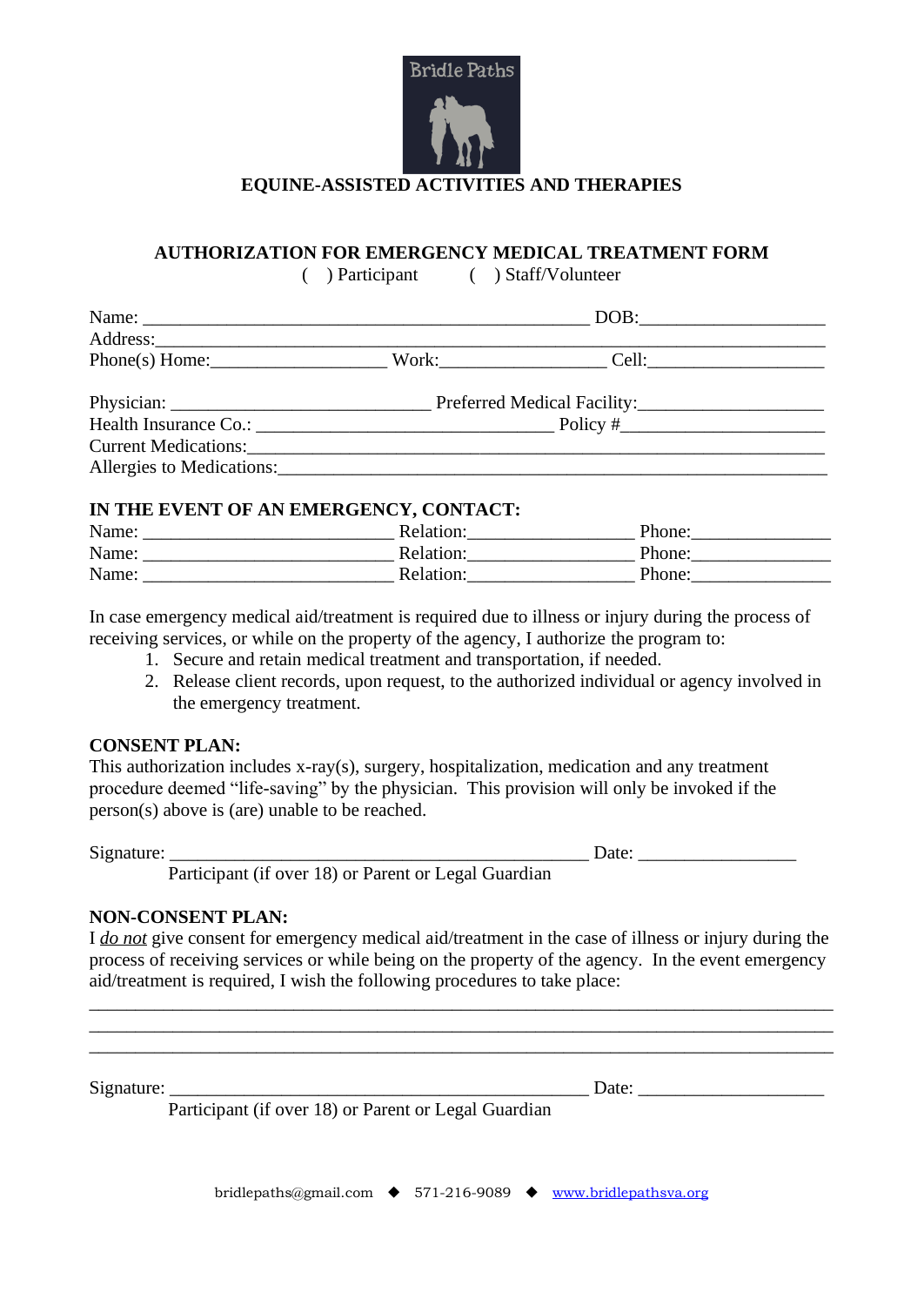Bridle Paths

**EQUINE-ASSISTED ACTIVITIES AND THERAPIES**

**AUTHORIZATION FOR EMERGENCY MEDICAL TREATMENT FORM**

( ) Participant ( ) Staff/Volunteer

Name: _______________________________________________ DOB:___________________

Address:_____________________________________________________________________

Phone(s) Home:__________________ Work:_________________ Cell:__________________

Physician: ___________________________ Preferred Medical Facility:___________________

Health Insurance Co.: _______________________________ Policy #_____________________

Current Medications:__________________________________________________________

Allergies to Medications:_______________________________________________________

**IN THE EVENT OF AN EMERGENCY, CONTACT:**

Name: __________________________ Relation:_________________ Phone:______________

Name: __________________________ Relation:_________________ Phone:______________

Name: __________________________ Relation:_________________ Phone:______________

In case emergency medical aid/treatment is required due to illness or injury during the process of receiving services, or while on the property of the agency, I authorize the program to:

1. Secure and retain medical treatment and transportation, if needed.
2. Release client records, upon request, to the authorized individual or agency involved in the emergency treatment.

**CONSENT PLAN:**

This authorization includes x-ray(s), surgery, hospitalization, medication and any treatment procedure deemed "life-saving" by the physician. This provision will only be invoked if the person(s) above is (are) unable to be reached.

Signature: ____________________________________________ Date: ________________

Participant (if over 18) or Parent or Legal Guardian

**NON-CONSENT PLAN:**

I *do not* give consent for emergency medical aid/treatment in the case of illness or injury during the process of receiving services or while being on the property of the agency. In the event emergency aid/treatment is required, I wish the following procedures to take place:

_____________________________________________________________________________

_____________________________________________________________________________

_____________________________________________________________________________

Signature: ____________________________________________ Date: ___________________

Participant (if over 18) or Parent or Legal Guardian

bridlepaths@gmail.com ◆ 571-216-9089 ◆ www.bridlepathsva.org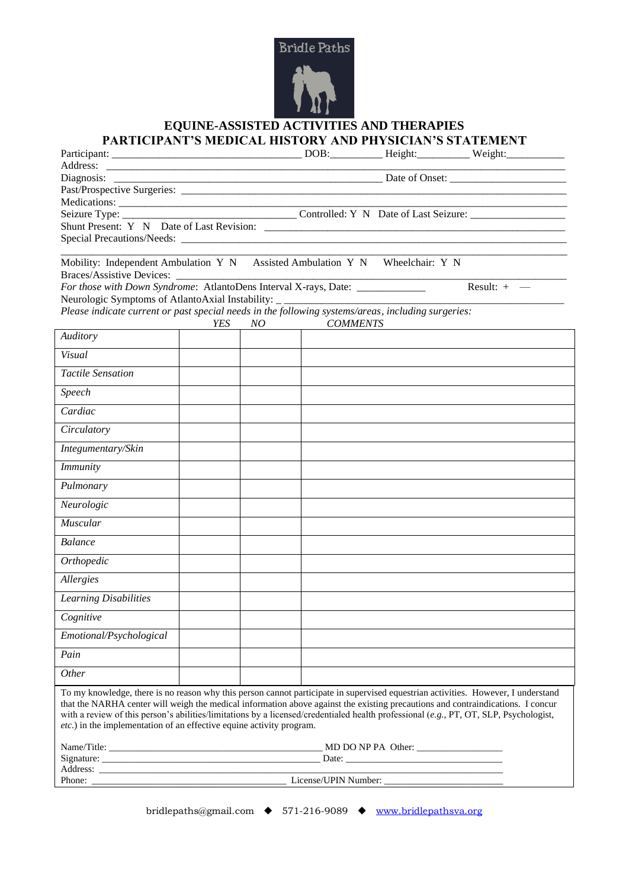Bridle Paths

# EQUINE-ASSISTED ACTIVITIES AND THERAPIES
## PARTICIPANT'S MEDICAL HISTORY AND PHYSICIAN'S STATEMENT

Participant: ___________________________________ DOB:_________ Height:_________ Weight:__________

Address: ______________________________________________________________________________

Diagnosis: ____________________________________________________ Date of Onset: _____________________

Past/Prospective Surgeries: _____________________________________________________________________

Medications: __________________________________________________________________________________

Seizure Type: _________________________________ Controlled: Y N Date of Last Seizure: _________________

Shunt Present: Y N Date of Last Revision: ________________________________________________________

Special Precautions/Needs: ______________________________________________________________________

________________________________________________________________________________________________

Mobility: Independent Ambulation Y N Assisted Ambulation Y N Wheelchair: Y N

Braces/Assistive Devices: _______________________________________________________________________

*For those with Down Syndrome*: AtlantoDens Interval X-rays, Date: ____________ Result: + —

Neurologic Symptoms of AtlantoAxial Instability: _ _________________________________________________

*Please indicate current or past special needs in the following systems/areas, including surgeries:*

| | *YES* | *NO* | *COMMENTS* |
|---|---|---|---|
| *Auditory* | | | |
| *Visual* | | | |
| *Tactile Sensation* | | | |
| *Speech* | | | |
| *Cardiac* | | | |
| *Circulatory* | | | |
| *Integumentary/Skin* | | | |
| *Immunity* | | | |
| *Pulmonary* | | | |
| *Neurologic* | | | |
| *Muscular* | | | |
| *Balance* | | | |
| *Orthopedic* | | | |
| *Allergies* | | | |
| *Learning Disabilities* | | | |
| *Cognitive* | | | |
| *Emotional/Psychological* | | | |
| *Pain* | | | |
| *Other* | | | |

To my knowledge, there is no reason why this person cannot participate in supervised equestrian activities. However, I understand that the NARHA center will weigh the medical information above against the existing precautions and contraindications. I concur with a review of this person's abilities/limitations by a licensed/credentialed health professional (*e.g.*, PT, OT, SLP, Psychologist, *etc.*) in the implementation of an effective equine activity program.

Name/Title: ____________________________________________ MD DO NP PA Other: __________________

Signature: ____________________________________________ Date: ________________________________

Address: ______________________________________________________________________________

Phone: ______________________________________ License/UPIN Number: _______________________

bridlepaths@gmail.com ◆ 571-216-9089 ◆ www.bridlepathsva.org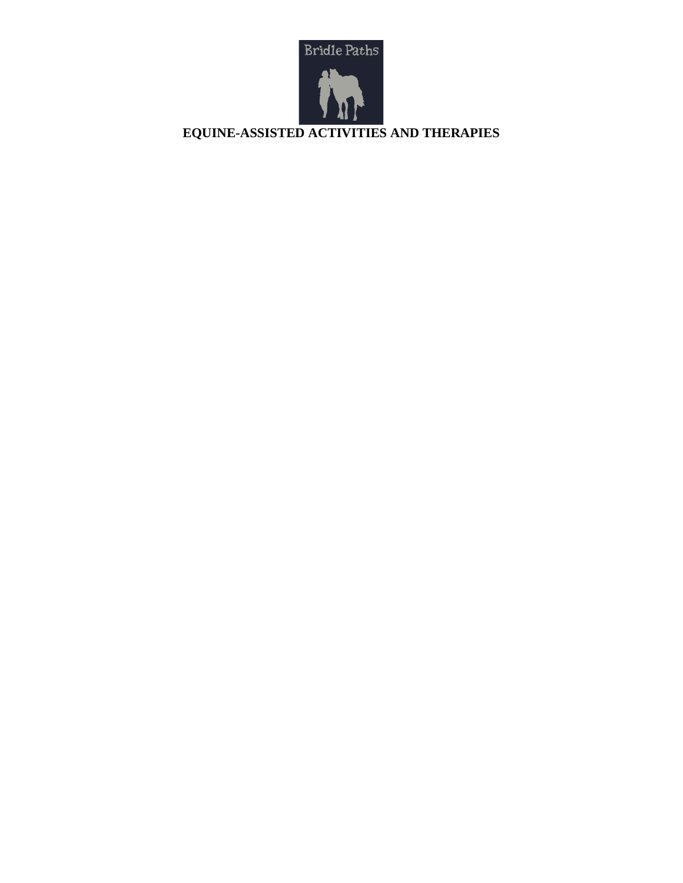Bridle Paths

**EQUINE-ASSISTED ACTIVITIES AND THERAPIES**